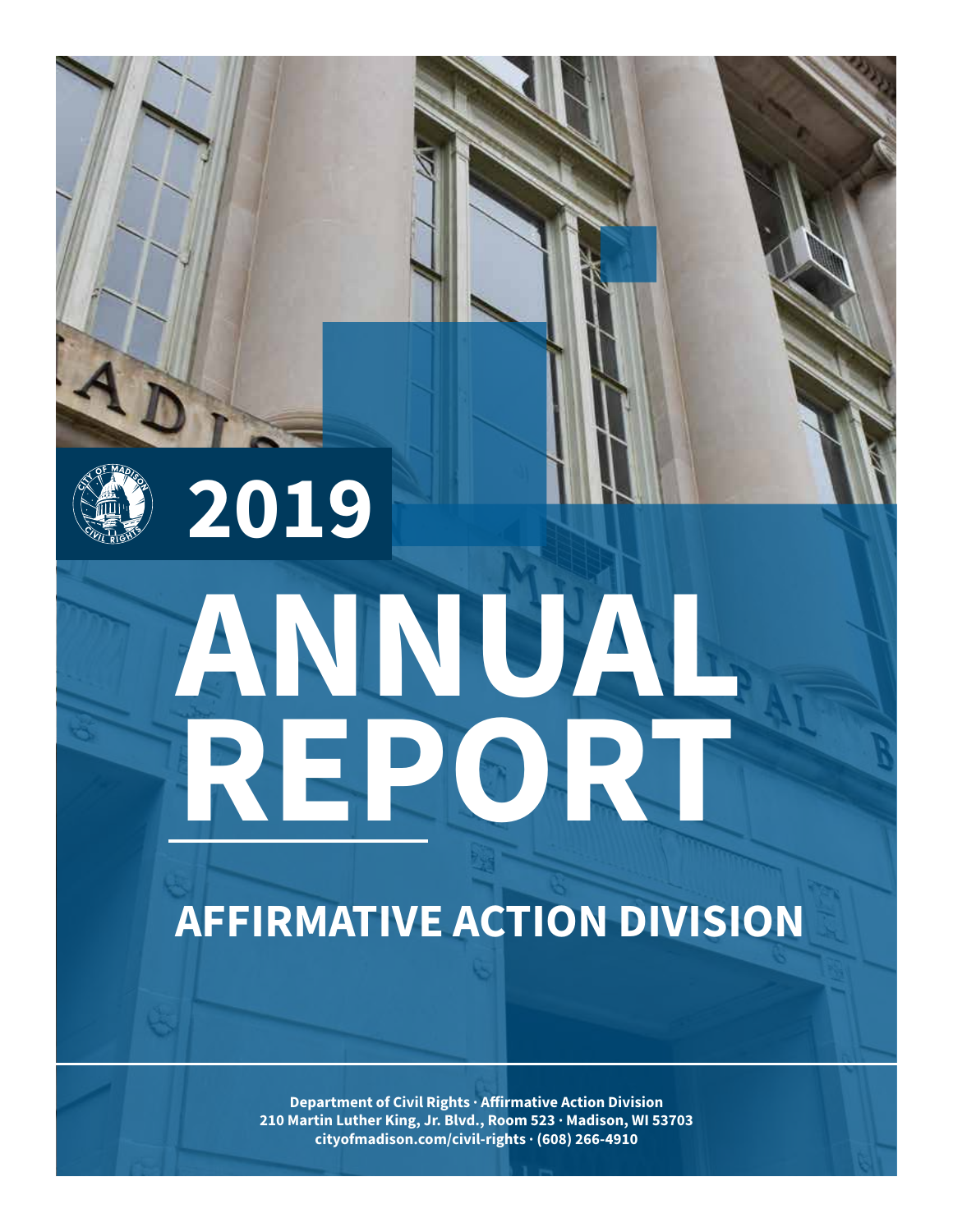# 2019 ANNUAL REPORT

## AFFIRMATIVE ACTION DIVISION

**Department of Civil Rights · Affirmative Action Division**
**210 Martin Luther King, Jr. Blvd., Room 523 · Madison, WI 53703**
**cityofmadison.com/civil-rights · (608) 266-4910**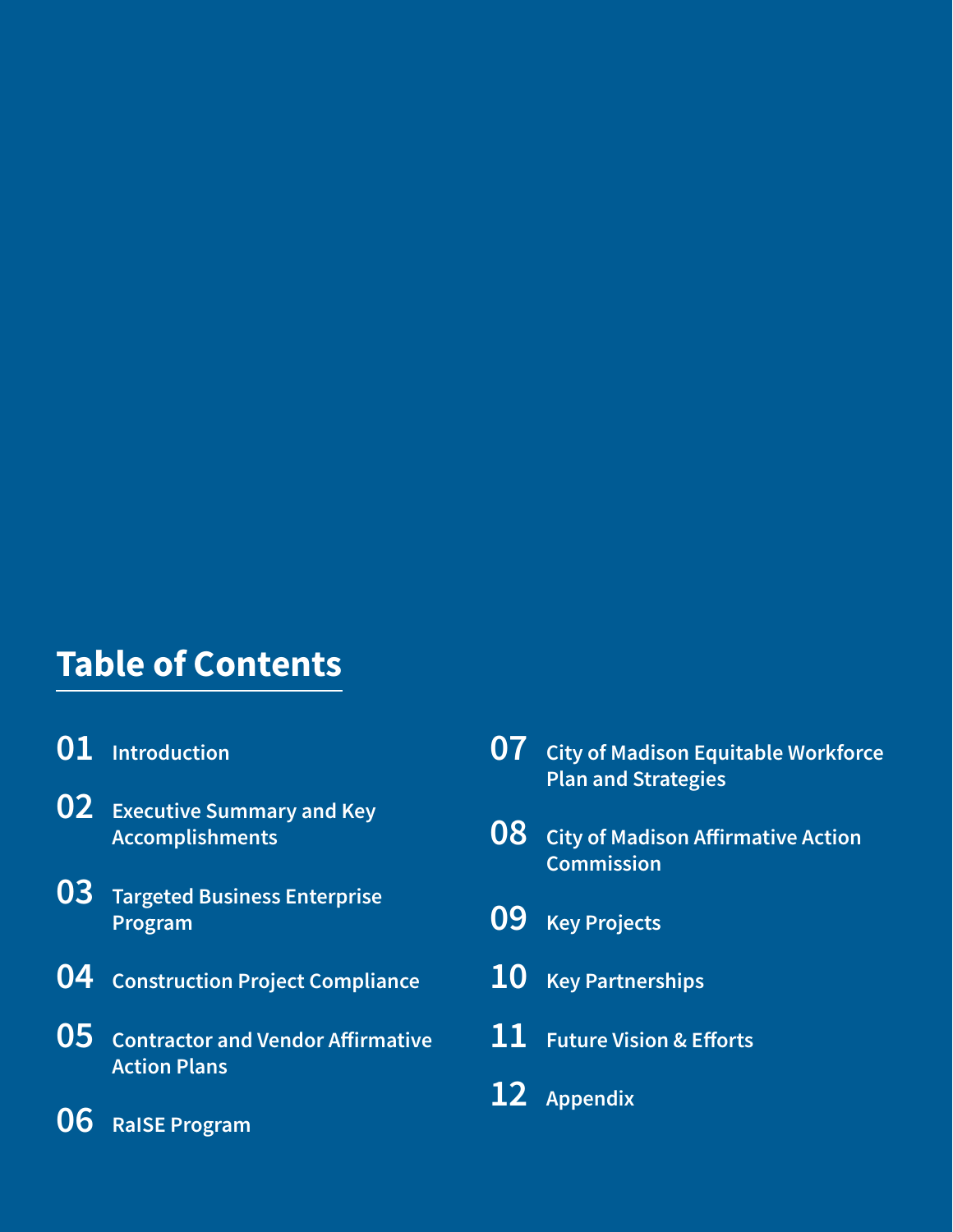# Table of Contents

**01** Introduction

**02** Executive Summary and Key Accomplishments

**03** Targeted Business Enterprise Program

**04** Construction Project Compliance

**05** Contractor and Vendor Affirmative Action Plans

**06** RaISE Program

**07** City of Madison Equitable Workforce Plan and Strategies

**08** City of Madison Affirmative Action Commission

**09** Key Projects

**10** Key Partnerships

**11** Future Vision & Efforts

**12** Appendix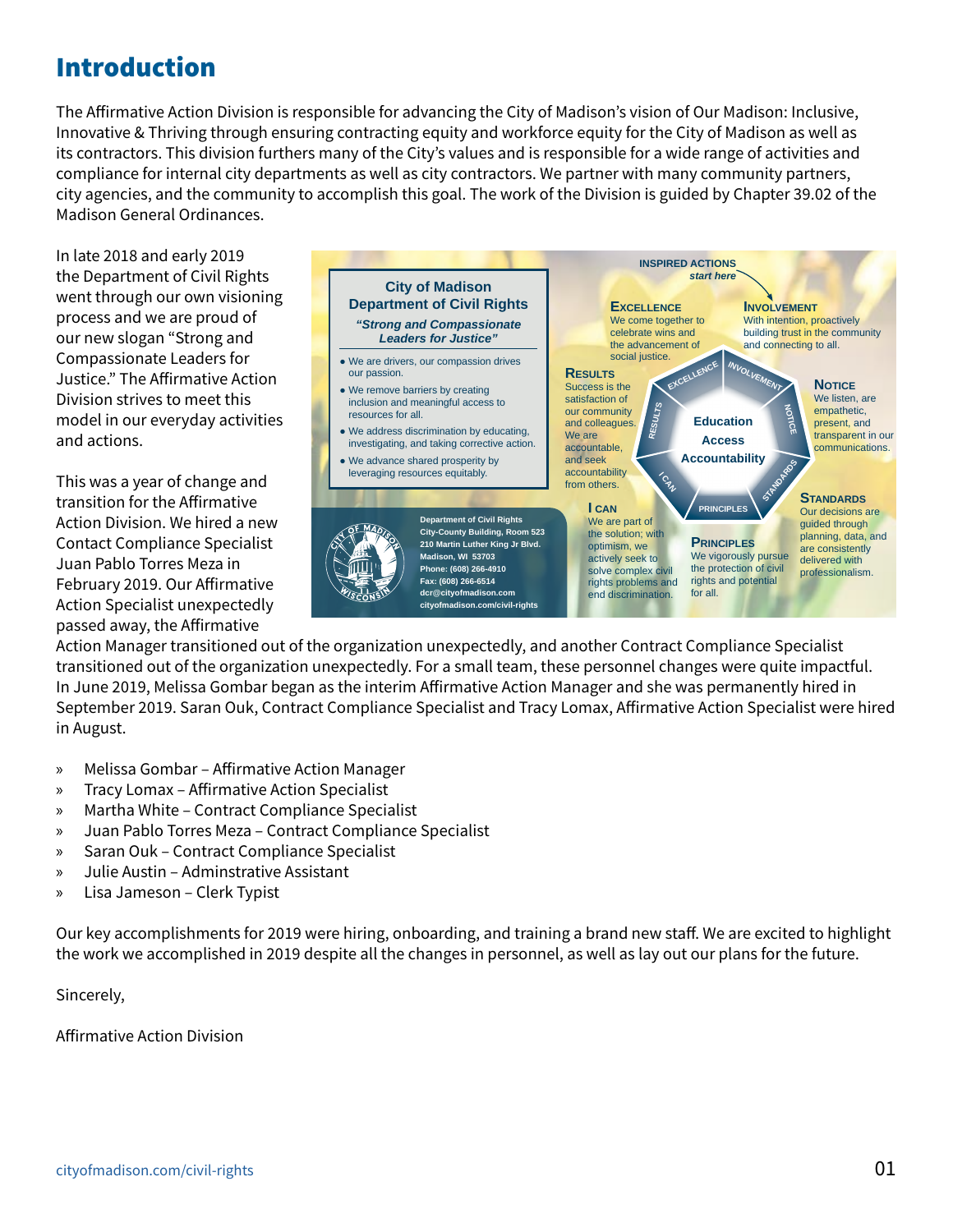# Introduction

The Affirmative Action Division is responsible for advancing the City of Madison's vision of Our Madison: Inclusive, Innovative & Thriving through ensuring contracting equity and workforce equity for the City of Madison as well as its contractors. This division furthers many of the City's values and is responsible for a wide range of activities and compliance for internal city departments as well as city contractors. We partner with many community partners, city agencies, and the community to accomplish this goal. The work of the Division is guided by Chapter 39.02 of the Madison General Ordinances.

In late 2018 and early 2019 the Department of Civil Rights went through our own visioning process and we are proud of our new slogan "Strong and Compassionate Leaders for Justice." The Affirmative Action Division strives to meet this model in our everyday activities and actions.

**City of Madison Department of Civil Rights**

*"Strong and Compassionate Leaders for Justice"*

- We are drivers, our compassion drives our passion.
- We remove barriers by creating inclusion and meaningful access to resources for all.
- We address discrimination by educating, investigating, and taking corrective action.
- We advance shared prosperity by leveraging resources equitably.

Department of Civil Rights
City-County Building, Room 523
210 Martin Luther King Jr Blvd.
Madison, WI 53703
Phone: (608) 266-4910
Fax: (608) 266-6514
dcr@cityofmadison.com
cityofmadison.com/civil-rights

INSPIRED ACTIONS *start here*

**Involvement** With intention, proactively building trust in the community and connecting to all.

**Notice** We listen, are empathetic, present, and transparent in our communications.

**Standards** Our decisions are guided through planning, data, and are consistently delivered with professionalism.

**Principles** We vigorously pursue the protection of civil rights and potential for all.

**I can** We are part of the solution; with optimism, we actively seek to solve complex civil rights problems and end discrimination.

**Results** Success is the satisfaction of our community and colleagues. We are accountable, and seek accountability from others.

**Excellence** We come together to celebrate wins and the advancement of social justice.

Education
Access
Accountability

This was a year of change and transition for the Affirmative Action Division. We hired a new Contact Compliance Specialist Juan Pablo Torres Meza in February 2019. Our Affirmative Action Specialist unexpectedly passed away, the Affirmative Action Manager transitioned out of the organization unexpectedly, and another Contract Compliance Specialist transitioned out of the organization unexpectedly. For a small team, these personnel changes were quite impactful. In June 2019, Melissa Gombar began as the interim Affirmative Action Manager and she was permanently hired in September 2019. Saran Ouk, Contract Compliance Specialist and Tracy Lomax, Affirmative Action Specialist were hired in August.

- Melissa Gombar – Affirmative Action Manager
- Tracy Lomax – Affirmative Action Specialist
- Martha White – Contract Compliance Specialist
- Juan Pablo Torres Meza – Contract Compliance Specialist
- Saran Ouk – Contract Compliance Specialist
- Julie Austin – Adminstrative Assistant
- Lisa Jameson – Clerk Typist

Our key accomplishments for 2019 were hiring, onboarding, and training a brand new staff. We are excited to highlight the work we accomplished in 2019 despite all the changes in personnel, as well as lay out our plans for the future.

Sincerely,

Affirmative Action Division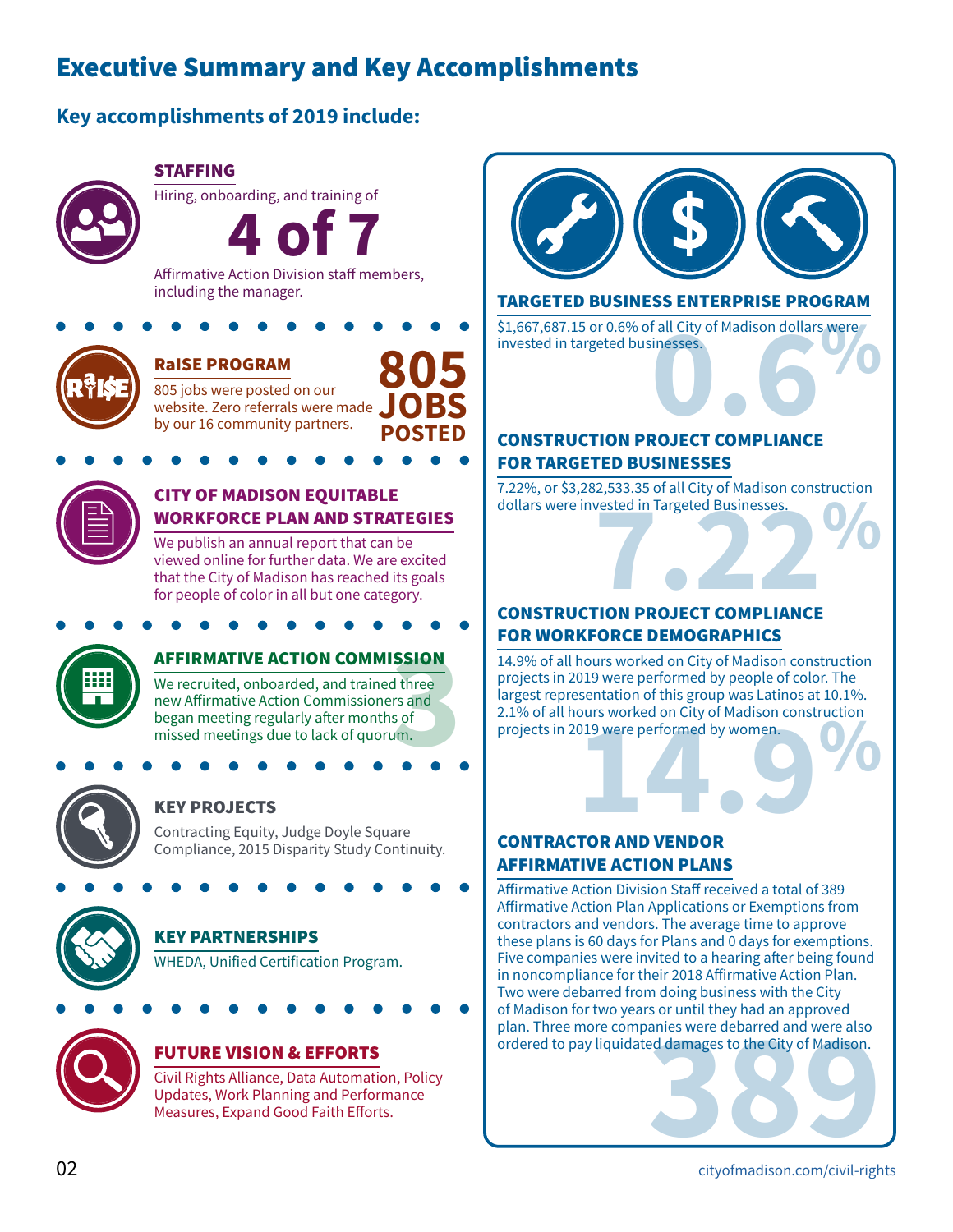# Executive Summary and Key Accomplishments

## Key accomplishments of 2019 include:

### STAFFING

Hiring, onboarding, and training of

**4 of 7**

Affirmative Action Division staff members, including the manager.

### RaISE PROGRAM

**805 JOBS POSTED**

805 jobs were posted on our website. Zero referrals were made by our 16 community partners.

### CITY OF MADISON EQUITABLE WORKFORCE PLAN AND STRATEGIES

We publish an annual report that can be viewed online for further data. We are excited that the City of Madison has reached its goals for people of color in all but one category.

### AFFIRMATIVE ACTION COMMISSION

**3**

We recruited, onboarded, and trained three new Affirmative Action Commissioners and began meeting regularly after months of missed meetings due to lack of quorum.

### KEY PROJECTS

Contracting Equity, Judge Doyle Square Compliance, 2015 Disparity Study Continuity.

### KEY PARTNERSHIPS

WHEDA, Unified Certification Program.

### FUTURE VISION & EFFORTS

Civil Rights Alliance, Data Automation, Policy Updates, Work Planning and Performance Measures, Expand Good Faith Efforts.

### TARGETED BUSINESS ENTERPRISE PROGRAM

$1,667,687.15 or 0.6% of all City of Madison dollars were invested in targeted businesses.

**0.6%**

### CONSTRUCTION PROJECT COMPLIANCE FOR TARGETED BUSINESSES

7.22%, or $3,282,533.35 of all City of Madison construction dollars were invested in Targeted Businesses.

**7.22%**

### CONSTRUCTION PROJECT COMPLIANCE FOR WORKFORCE DEMOGRAPHICS

14.9% of all hours worked on City of Madison construction projects in 2019 were performed by people of color. The largest representation of this group was Latinos at 10.1%. 2.1% of all hours worked on City of Madison construction projects in 2019 were performed by women.

**14.9%**

### CONTRACTOR AND VENDOR AFFIRMATIVE ACTION PLANS

Affirmative Action Division Staff received a total of 389 Affirmative Action Plan Applications or Exemptions from contractors and vendors. The average time to approve these plans is 60 days for Plans and 0 days for exemptions. Five companies were invited to a hearing after being found in noncompliance for their 2018 Affirmative Action Plan. Two were debarred from doing business with the City of Madison for two years or until they had an approved plan. Three more companies were debarred and were also ordered to pay liquidated damages to the City of Madison.

**389**

cityofmadison.com/civil-rights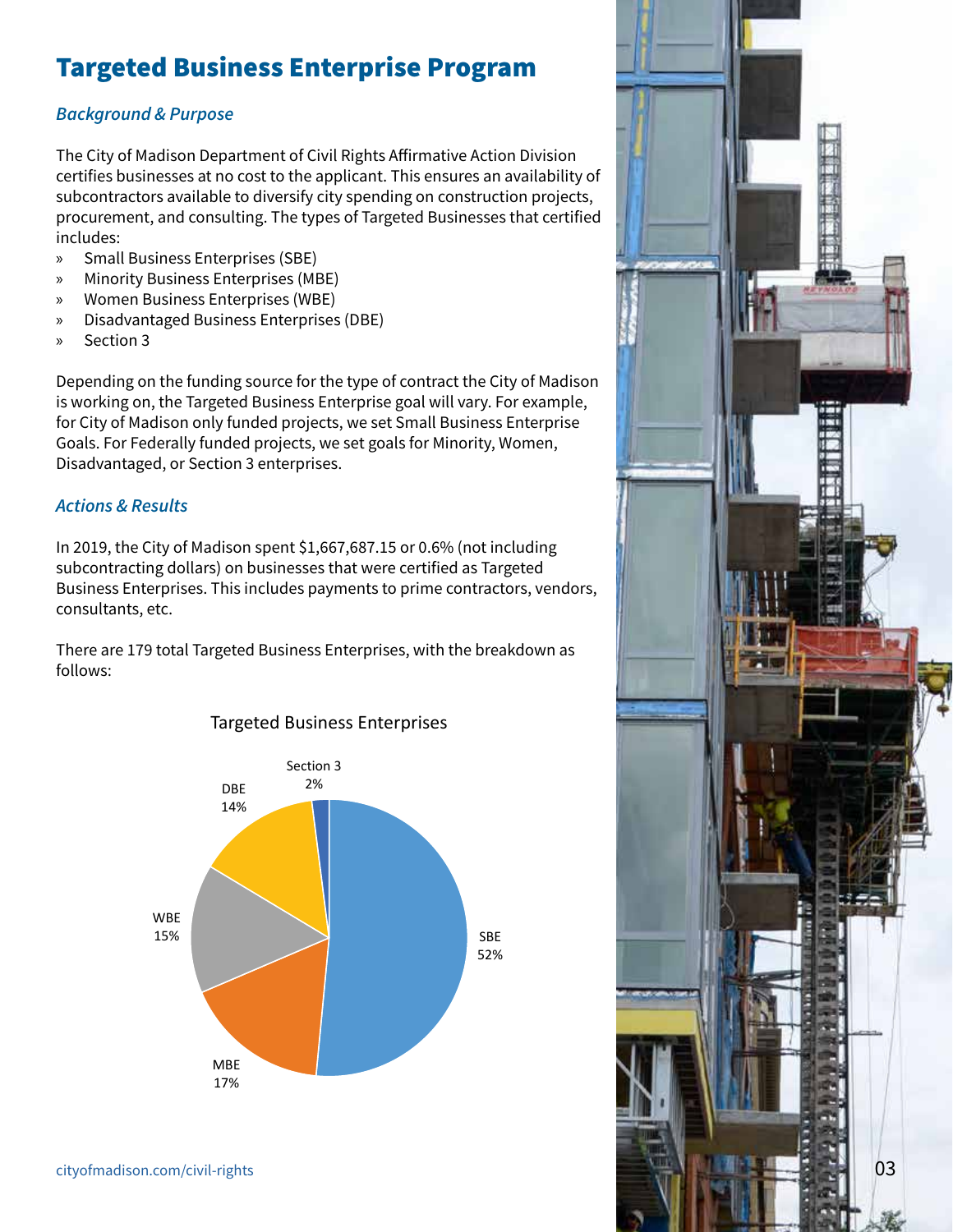# Targeted Business Enterprise Program

## *Background & Purpose*

The City of Madison Department of Civil Rights Affirmative Action Division certifies businesses at no cost to the applicant. This ensures an availability of subcontractors available to diversify city spending on construction projects, procurement, and consulting. The types of Targeted Businesses that certified includes:

- Small Business Enterprises (SBE)
- Minority Business Enterprises (MBE)
- Women Business Enterprises (WBE)
- Disadvantaged Business Enterprises (DBE)
- Section 3

Depending on the funding source for the type of contract the City of Madison is working on, the Targeted Business Enterprise goal will vary. For example, for City of Madison only funded projects, we set Small Business Enterprise Goals. For Federally funded projects, we set goals for Minority, Women, Disadvantaged, or Section 3 enterprises.

## *Actions & Results*

In 2019, the City of Madison spent $1,667,687.15 or 0.6% (not including subcontracting dollars) on businesses that were certified as Targeted Business Enterprises. This includes payments to prime contractors, vendors, consultants, etc.

There are 179 total Targeted Business Enterprises, with the breakdown as follows:

Targeted Business Enterprises

Section 3
2%

DBE
14%

WBE
15%

MBE
17%

SBE
52%

cityofmadison.com/civil-rights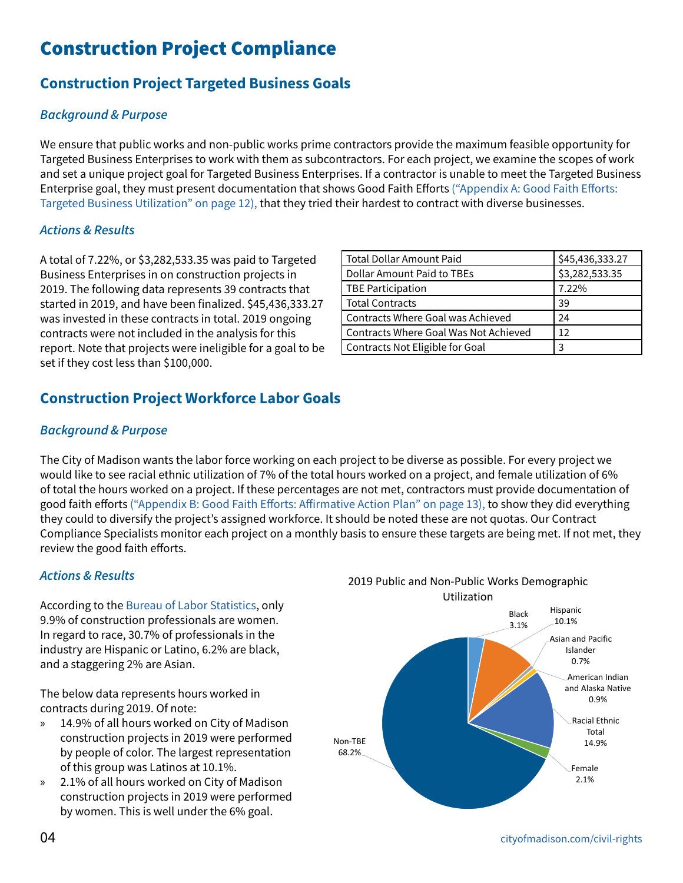# Construction Project Compliance

## Construction Project Targeted Business Goals

### *Background & Purpose*

We ensure that public works and non-public works prime contractors provide the maximum feasible opportunity for Targeted Business Enterprises to work with them as subcontractors. For each project, we examine the scopes of work and set a unique project goal for Targeted Business Enterprises. If a contractor is unable to meet the Targeted Business Enterprise goal, they must present documentation that shows Good Faith Efforts ("Appendix A: Good Faith Efforts: Targeted Business Utilization" on page 12), that they tried their hardest to contract with diverse businesses.

### *Actions & Results*

A total of 7.22%, or $3,282,533.35 was paid to Targeted Business Enterprises in on construction projects in 2019. The following data represents 39 contracts that started in 2019, and have been finalized. $45,436,333.27 was invested in these contracts in total. 2019 ongoing contracts were not included in the analysis for this report. Note that projects were ineligible for a goal to be set if they cost less than $100,000.

| | |
|---|---|
| Total Dollar Amount Paid | $45,436,333.27 |
| Dollar Amount Paid to TBEs | $3,282,533.35 |
| TBE Participation | 7.22% |
| Total Contracts | 39 |
| Contracts Where Goal was Achieved | 24 |
| Contracts Where Goal Was Not Achieved | 12 |
| Contracts Not Eligible for Goal | 3 |

## Construction Project Workforce Labor Goals

### *Background & Purpose*

The City of Madison wants the labor force working on each project to be diverse as possible. For every project we would like to see racial ethnic utilization of 7% of the total hours worked on a project, and female utilization of 6% of total the hours worked on a project. If these percentages are not met, contractors must provide documentation of good faith efforts ("Appendix B: Good Faith Efforts: Affirmative Action Plan" on page 13), to show they did everything they could to diversify the project's assigned workforce. It should be noted these are not quotas. Our Contract Compliance Specialists monitor each project on a monthly basis to ensure these targets are being met. If not met, they review the good faith efforts.

### *Actions & Results*

According to the Bureau of Labor Statistics, only 9.9% of construction professionals are women. In regard to race, 30.7% of professionals in the industry are Hispanic or Latino, 6.2% are black, and a staggering 2% are Asian.

The below data represents hours worked in contracts during 2019. Of note:

- 14.9% of all hours worked on City of Madison construction projects in 2019 were performed by people of color. The largest representation of this group was Latinos at 10.1%.
- 2.1% of all hours worked on City of Madison construction projects in 2019 were performed by women. This is well under the 6% goal.

2019 Public and Non-Public Works Demographic Utilization

Black 3.1%
Hispanic 10.1%
Asian and Pacific Islander 0.7%
American Indian and Alaska Native 0.9%
Racial Ethnic Total 14.9%
Female 2.1%
Non-TBE 68.2%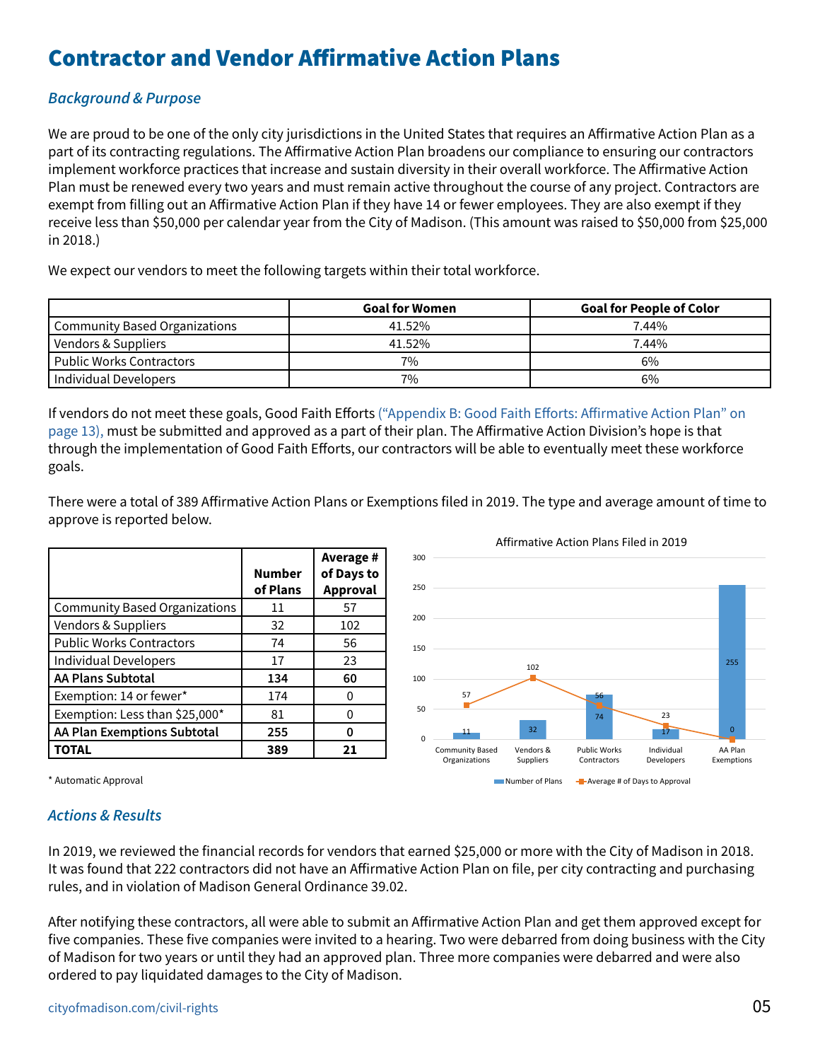# Contractor and Vendor Affirmative Action Plans

## *Background & Purpose*

We are proud to be one of the only city jurisdictions in the United States that requires an Affirmative Action Plan as a part of its contracting regulations. The Affirmative Action Plan broadens our compliance to ensuring our contractors implement workforce practices that increase and sustain diversity in their overall workforce. The Affirmative Action Plan must be renewed every two years and must remain active throughout the course of any project. Contractors are exempt from filling out an Affirmative Action Plan if they have 14 or fewer employees. They are also exempt if they receive less than $50,000 per calendar year from the City of Madison. (This amount was raised to $50,000 from $25,000 in 2018.)

We expect our vendors to meet the following targets within their total workforce.

| | Goal for Women | Goal for People of Color |
|---|---|---|
| Community Based Organizations | 41.52% | 7.44% |
| Vendors & Suppliers | 41.52% | 7.44% |
| Public Works Contractors | 7% | 6% |
| Individual Developers | 7% | 6% |

If vendors do not meet these goals, Good Faith Efforts ("Appendix B: Good Faith Efforts: Affirmative Action Plan" on page 13), must be submitted and approved as a part of their plan. The Affirmative Action Division's hope is that through the implementation of Good Faith Efforts, our contractors will be able to eventually meet these workforce goals.

There were a total of 389 Affirmative Action Plans or Exemptions filed in 2019. The type and average amount of time to approve is reported below.

| | Number of Plans | Average # of Days to Approval |
|---|---|---|
| Community Based Organizations | 11 | 57 |
| Vendors & Suppliers | 32 | 102 |
| Public Works Contractors | 74 | 56 |
| Individual Developers | 17 | 23 |
| **AA Plans Subtotal** | **134** | **60** |
| Exemption: 14 or fewer* | 174 | 0 |
| Exemption: Less than $25,000* | 81 | 0 |
| **AA Plan Exemptions Subtotal** | **255** | **0** |
| **TOTAL** | **389** | **21** |

\* Automatic Approval

Affirmative Action Plans Filed in 2019

300
250
200
150
100
50
0

Community Based Organizations: 11, 57
Vendors & Suppliers: 32, 102
Public Works Contractors: 74, 56
Individual Developers: 17, 23
AA Plan Exemptions: 255, 0

Number of Plans
Average # of Days to Approval

## *Actions & Results*

In 2019, we reviewed the financial records for vendors that earned $25,000 or more with the City of Madison in 2018. It was found that 222 contractors did not have an Affirmative Action Plan on file, per city contracting and purchasing rules, and in violation of Madison General Ordinance 39.02.

After notifying these contractors, all were able to submit an Affirmative Action Plan and get them approved except for five companies. These five companies were invited to a hearing. Two were debarred from doing business with the City of Madison for two years or until they had an approved plan. Three more companies were debarred and were also ordered to pay liquidated damages to the City of Madison.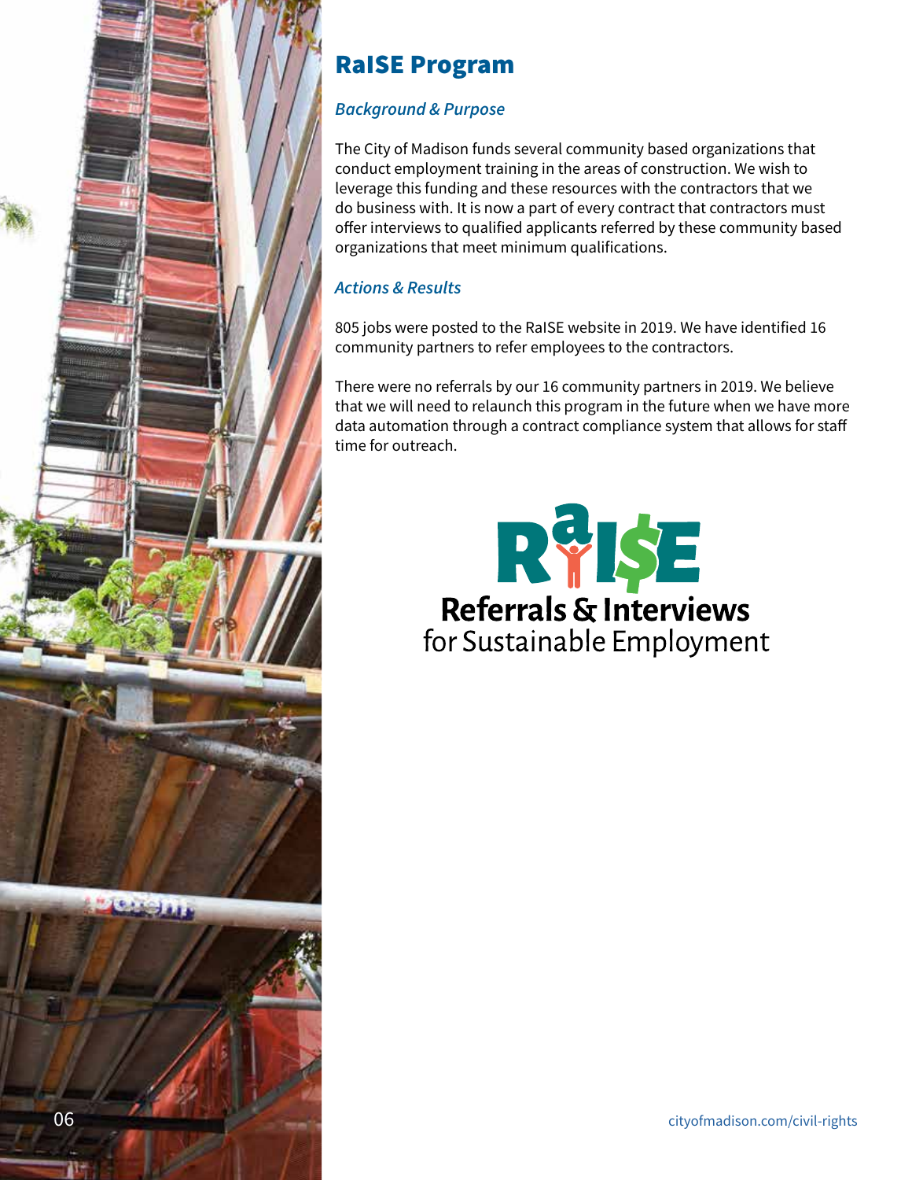# RaISE Program

### *Background & Purpose*

The City of Madison funds several community based organizations that conduct employment training in the areas of construction. We wish to leverage this funding and these resources with the contractors that we do business with. It is now a part of every contract that contractors must offer interviews to qualified applicants referred by these community based organizations that meet minimum qualifications.

### *Actions & Results*

805 jobs were posted to the RaISE website in 2019. We have identified 16 community partners to refer employees to the contractors.

There were no referrals by our 16 community partners in 2019. We believe that we will need to relaunch this program in the future when we have more data automation through a contract compliance system that allows for staff time for outreach.

RaISE
**Referrals & Interviews**
for Sustainable Employment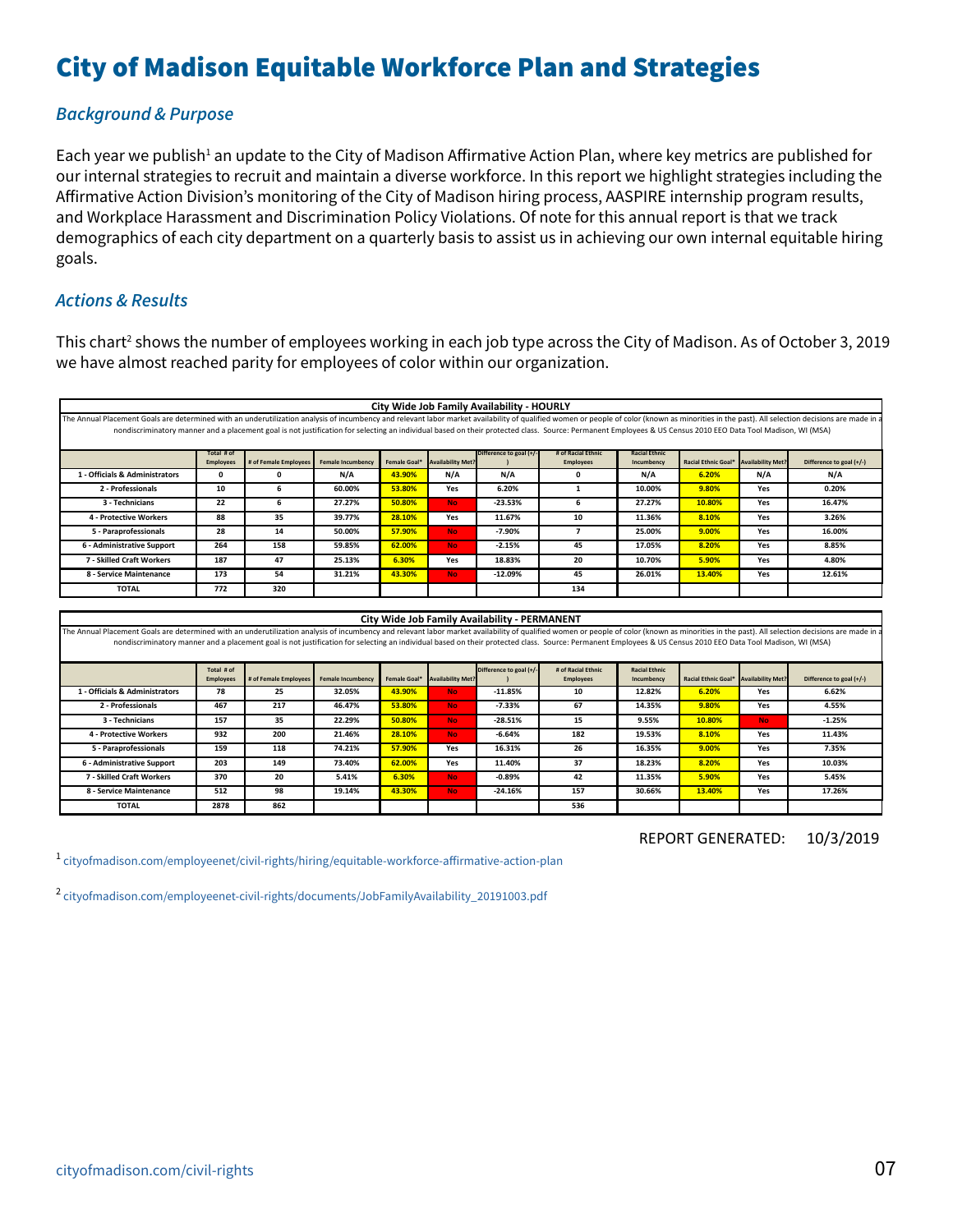# City of Madison Equitable Workforce Plan and Strategies

### *Background & Purpose*

Each year we publish[1] an update to the City of Madison Affirmative Action Plan, where key metrics are published for our internal strategies to recruit and maintain a diverse workforce. In this report we highlight strategies including the Affirmative Action Division's monitoring of the City of Madison hiring process, AASPIRE internship program results, and Workplace Harassment and Discrimination Policy Violations. Of note for this annual report is that we track demographics of each city department on a quarterly basis to assist us in achieving our own internal equitable hiring goals.

### *Actions & Results*

This chart[2] shows the number of employees working in each job type across the City of Madison. As of October 3, 2019 we have almost reached parity for employees of color within our organization.

**City Wide Job Family Availability - HOURLY**

The Annual Placement Goals are determined with an underutilization analysis of incumbency and relevant labor market availability of qualified women or people of color (known as minorities in the past). All selection decisions are made in a nondiscriminatory manner and a placement goal is not justification for selecting an individual based on their protected class. Source: Permanent Employees & US Census 2010 EEO Data Tool Madison, WI (MSA)

| | Total # of Employees | # of Female Employees | Female Incumbency | Female Goal* | Availability Met? | Difference to goal (+/-) | # of Racial Ethnic Employees | Racial Ethnic Incumbency | Racial Ethnic Goal* | Availability Met? | Difference to goal (+/-) |
|---|---|---|---|---|---|---|---|---|---|---|---|
| 1 - Officials & Administrators | 0 | 0 | N/A | 43.90% | N/A | N/A | 0 | N/A | 6.20% | N/A | N/A |
| 2 - Professionals | 10 | 6 | 60.00% | 53.80% | Yes | 6.20% | 1 | 10.00% | 9.80% | Yes | 0.20% |
| 3 - Technicians | 22 | 6 | 27.27% | 50.80% | No | -23.53% | 6 | 27.27% | 10.80% | Yes | 16.47% |
| 4 - Protective Workers | 88 | 35 | 39.77% | 28.10% | Yes | 11.67% | 10 | 11.36% | 8.10% | Yes | 3.26% |
| 5 - Paraprofessionals | 28 | 14 | 50.00% | 57.90% | No | -7.90% | 7 | 25.00% | 9.00% | Yes | 16.00% |
| 6 - Administrative Support | 264 | 158 | 59.85% | 62.00% | No | -2.15% | 45 | 17.05% | 8.20% | Yes | 8.85% |
| 7 - Skilled Craft Workers | 187 | 47 | 25.13% | 6.30% | Yes | 18.83% | 20 | 10.70% | 5.90% | Yes | 4.80% |
| 8 - Service Maintenance | 173 | 54 | 31.21% | 43.30% | No | -12.09% | 45 | 26.01% | 13.40% | Yes | 12.61% |
| TOTAL | 772 | 320 | | | | | 134 | | | | |

**City Wide Job Family Availability - PERMANENT**

The Annual Placement Goals are determined with an underutilization analysis of incumbency and relevant labor market availability of qualified women or people of color (known as minorities in the past). All selection decisions are made in a nondiscriminatory manner and a placement goal is not justification for selecting an individual based on their protected class. Source: Permanent Employees & US Census 2010 EEO Data Tool Madison, WI (MSA)

| | Total # of Employees | # of Female Employees | Female Incumbency | Female Goal* | Availability Met? | Difference to goal (+/-) | # of Racial Ethnic Employees | Racial Ethnic Incumbency | Racial Ethnic Goal* | Availability Met? | Difference to goal (+/-) |
|---|---|---|---|---|---|---|---|---|---|---|---|
| 1 - Officials & Administrators | 78 | 25 | 32.05% | 43.90% | No | -11.85% | 10 | 12.82% | 6.20% | Yes | 6.62% |
| 2 - Professionals | 467 | 217 | 46.47% | 53.80% | No | -7.33% | 67 | 14.35% | 9.80% | Yes | 4.55% |
| 3 - Technicians | 157 | 35 | 22.29% | 50.80% | No | -28.51% | 15 | 9.55% | 10.80% | No | -1.25% |
| 4 - Protective Workers | 932 | 200 | 21.46% | 28.10% | No | -6.64% | 182 | 19.53% | 8.10% | Yes | 11.43% |
| 5 - Paraprofessionals | 159 | 118 | 74.21% | 57.90% | Yes | 16.31% | 26 | 16.35% | 9.00% | Yes | 7.35% |
| 6 - Administrative Support | 203 | 149 | 73.40% | 62.00% | Yes | 11.40% | 37 | 18.23% | 8.20% | Yes | 10.03% |
| 7 - Skilled Craft Workers | 370 | 20 | 5.41% | 6.30% | No | -0.89% | 42 | 11.35% | 5.90% | Yes | 5.45% |
| 8 - Service Maintenance | 512 | 98 | 19.14% | 43.30% | No | -24.16% | 157 | 30.66% | 13.40% | Yes | 17.26% |
| TOTAL | 2878 | 862 | | | | | 536 | | | | |

REPORT GENERATED: 10/3/2019

[1] cityofmadison.com/employeenet/civil-rights/hiring/equitable-workforce-affirmative-action-plan

[2] cityofmadison.com/employeenet-civil-rights/documents/JobFamilyAvailability_20191003.pdf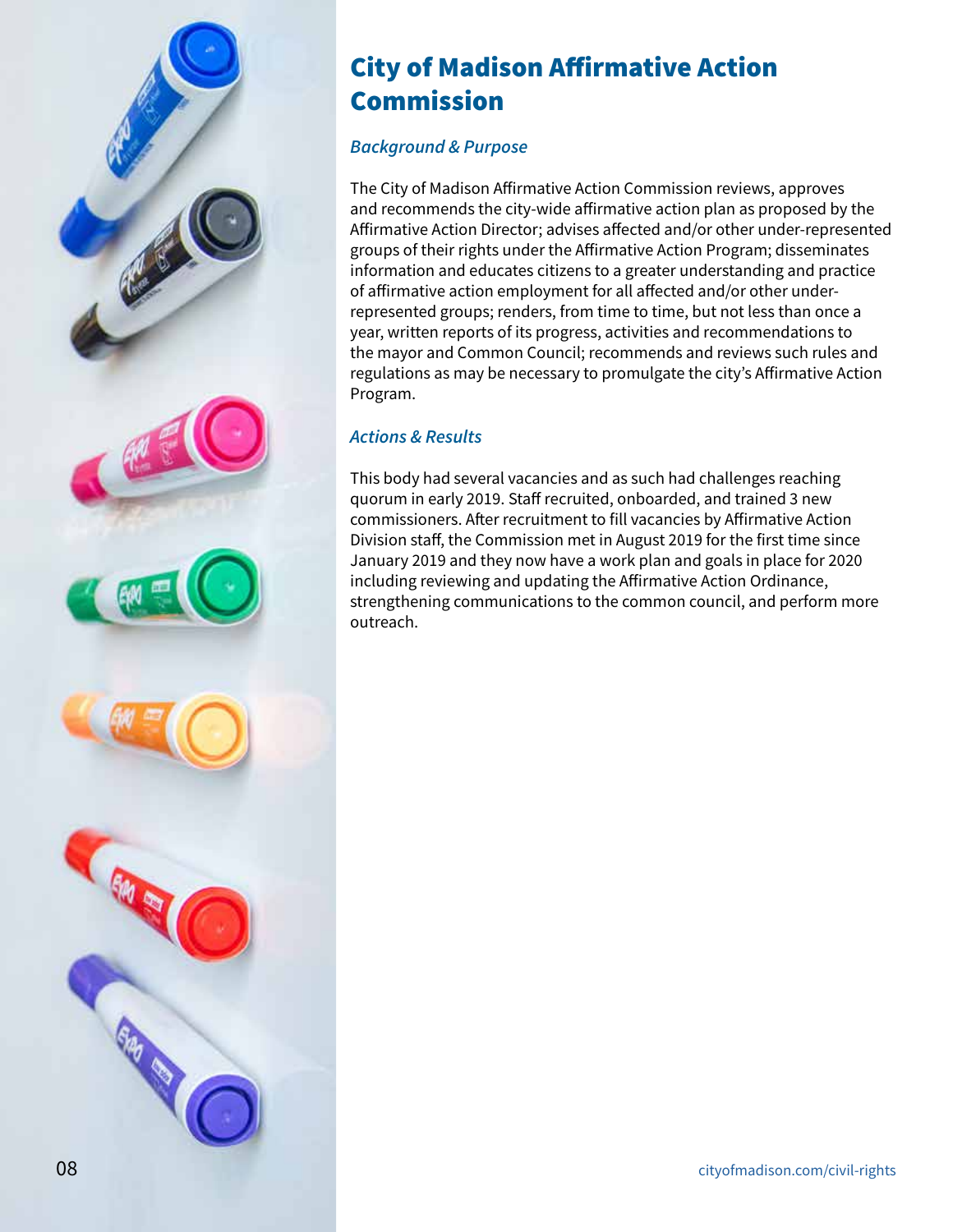# City of Madison Affirmative Action Commission

### *Background & Purpose*

The City of Madison Affirmative Action Commission reviews, approves and recommends the city-wide affirmative action plan as proposed by the Affirmative Action Director; advises affected and/or other under-represented groups of their rights under the Affirmative Action Program; disseminates information and educates citizens to a greater understanding and practice of affirmative action employment for all affected and/or other under-represented groups; renders, from time to time, but not less than once a year, written reports of its progress, activities and recommendations to the mayor and Common Council; recommends and reviews such rules and regulations as may be necessary to promulgate the city's Affirmative Action Program.

### *Actions & Results*

This body had several vacancies and as such had challenges reaching quorum in early 2019. Staff recruited, onboarded, and trained 3 new commissioners. After recruitment to fill vacancies by Affirmative Action Division staff, the Commission met in August 2019 for the first time since January 2019 and they now have a work plan and goals in place for 2020 including reviewing and updating the Affirmative Action Ordinance, strengthening communications to the common council, and perform more outreach.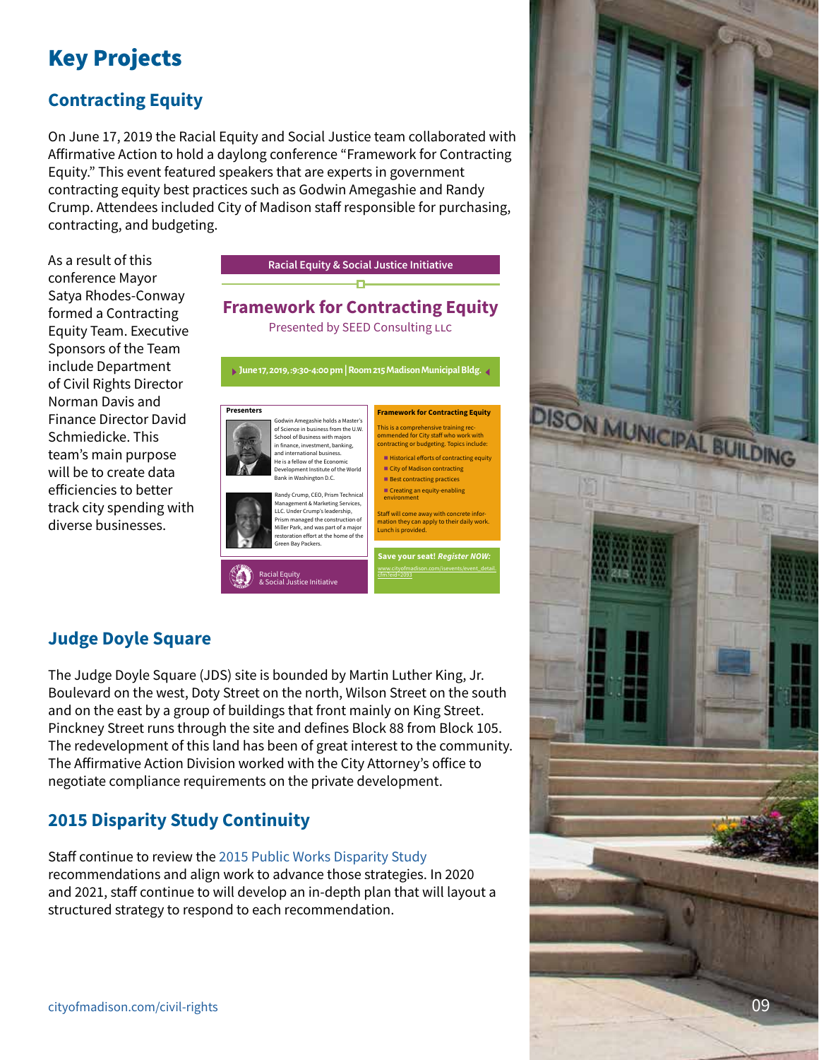# Key Projects

## Contracting Equity

On June 17, 2019 the Racial Equity and Social Justice team collaborated with Affirmative Action to hold a daylong conference "Framework for Contracting Equity." This event featured speakers that are experts in government contracting equity best practices such as Godwin Amegashie and Randy Crump. Attendees included City of Madison staff responsible for purchasing, contracting, and budgeting.

As a result of this conference Mayor Satya Rhodes-Conway formed a Contracting Equity Team. Executive Sponsors of the Team include Department of Civil Rights Director Norman Davis and Finance Director David Schmiedicke. This team's main purpose will be to create data efficiencies to better track city spending with diverse businesses.

Racial Equity & Social Justice Initiative

**Framework for Contracting Equity**

Presented by SEED Consulting LLC

June 17, 2019, :9:30-4:00 pm | Room 215 Madison Municipal Bldg.

**Presenters**

Godwin Amegashie holds a Master's of Science in business from the U.W. School of Business with majors in finance, investment, banking, and international business. He is a fellow of the Economic Development Institute of the World Bank in Washington D.C.

Randy Crump, CEO, Prism Technical Management & Marketing Services, LLC. Under Crump's leadership, Prism managed the construction of Miller Park, and was part of a major restoration effort at the home of the Green Bay Packers.

**Framework for Contracting Equity**

This is a comprehensive training recommended for City staff who work with contracting or budgeting. Topics include:

- Historical efforts of contracting equity
- City of Madison contracting
- Best contracting practices
- Creating an equity-enabling environment

Staff will come away with concrete information they can apply to their daily work. Lunch is provided.

**Save your seat!** ***Register NOW:***
www.cityofmadison.com/isevents/event_detail.cfm?eid=2093

Racial Equity & Social Justice Initiative

## Judge Doyle Square

The Judge Doyle Square (JDS) site is bounded by Martin Luther King, Jr. Boulevard on the west, Doty Street on the north, Wilson Street on the south and on the east by a group of buildings that front mainly on King Street. Pinckney Street runs through the site and defines Block 88 from Block 105. The redevelopment of this land has been of great interest to the community. The Affirmative Action Division worked with the City Attorney's office to negotiate compliance requirements on the private development.

## 2015 Disparity Study Continuity

Staff continue to review the 2015 Public Works Disparity Study recommendations and align work to advance those strategies. In 2020 and 2021, staff continue to will develop an in-depth plan that will layout a structured strategy to respond to each recommendation.

cityofmadison.com/civil-rights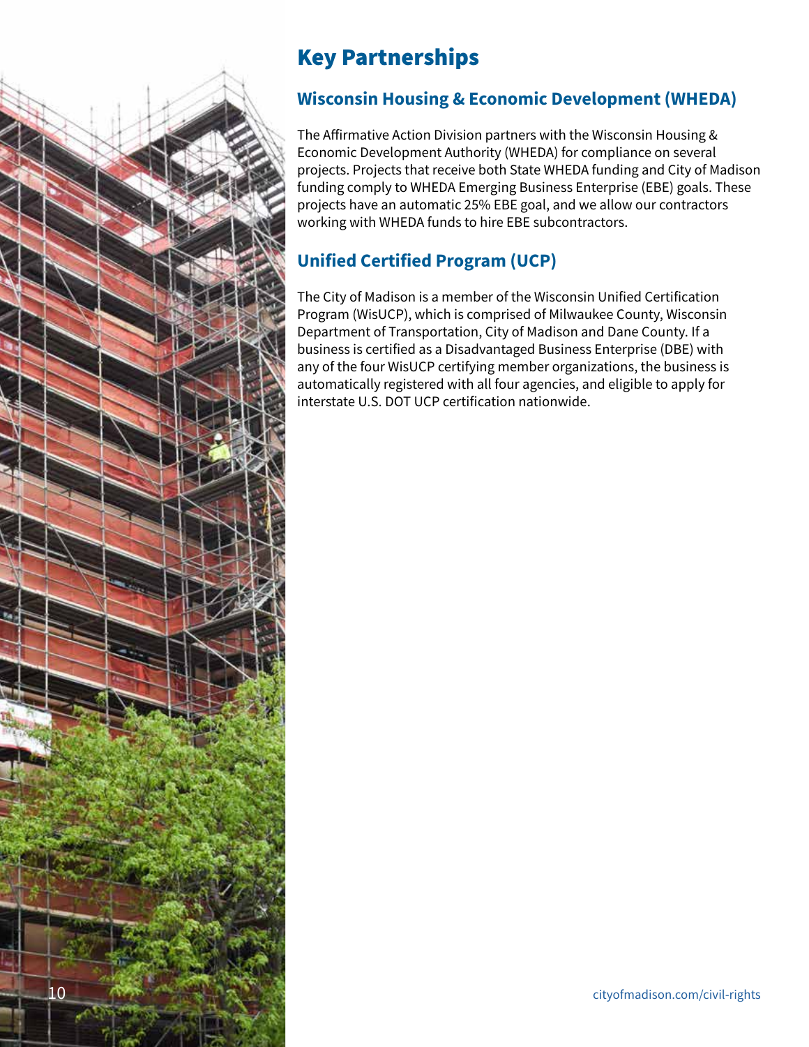# Key Partnerships

## Wisconsin Housing & Economic Development (WHEDA)

The Affirmative Action Division partners with the Wisconsin Housing & Economic Development Authority (WHEDA) for compliance on several projects. Projects that receive both State WHEDA funding and City of Madison funding comply to WHEDA Emerging Business Enterprise (EBE) goals. These projects have an automatic 25% EBE goal, and we allow our contractors working with WHEDA funds to hire EBE subcontractors.

## Unified Certified Program (UCP)

The City of Madison is a member of the Wisconsin Unified Certification Program (WisUCP), which is comprised of Milwaukee County, Wisconsin Department of Transportation, City of Madison and Dane County. If a business is certified as a Disadvantaged Business Enterprise (DBE) with any of the four WisUCP certifying member organizations, the business is automatically registered with all four agencies, and eligible to apply for interstate U.S. DOT UCP certification nationwide.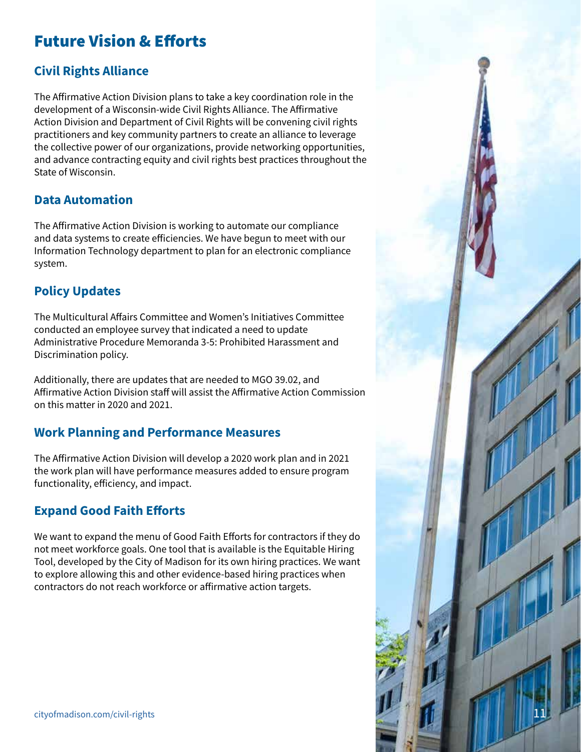# Future Vision & Efforts

## Civil Rights Alliance

The Affirmative Action Division plans to take a key coordination role in the development of a Wisconsin-wide Civil Rights Alliance. The Affirmative Action Division and Department of Civil Rights will be convening civil rights practitioners and key community partners to create an alliance to leverage the collective power of our organizations, provide networking opportunities, and advance contracting equity and civil rights best practices throughout the State of Wisconsin.

## Data Automation

The Affirmative Action Division is working to automate our compliance and data systems to create efficiencies. We have begun to meet with our Information Technology department to plan for an electronic compliance system.

## Policy Updates

The Multicultural Affairs Committee and Women's Initiatives Committee conducted an employee survey that indicated a need to update Administrative Procedure Memoranda 3-5: Prohibited Harassment and Discrimination policy.

Additionally, there are updates that are needed to MGO 39.02, and Affirmative Action Division staff will assist the Affirmative Action Commission on this matter in 2020 and 2021.

## Work Planning and Performance Measures

The Affirmative Action Division will develop a 2020 work plan and in 2021 the work plan will have performance measures added to ensure program functionality, efficiency, and impact.

## Expand Good Faith Efforts

We want to expand the menu of Good Faith Efforts for contractors if they do not meet workforce goals. One tool that is available is the Equitable Hiring Tool, developed by the City of Madison for its own hiring practices. We want to explore allowing this and other evidence-based hiring practices when contractors do not reach workforce or affirmative action targets.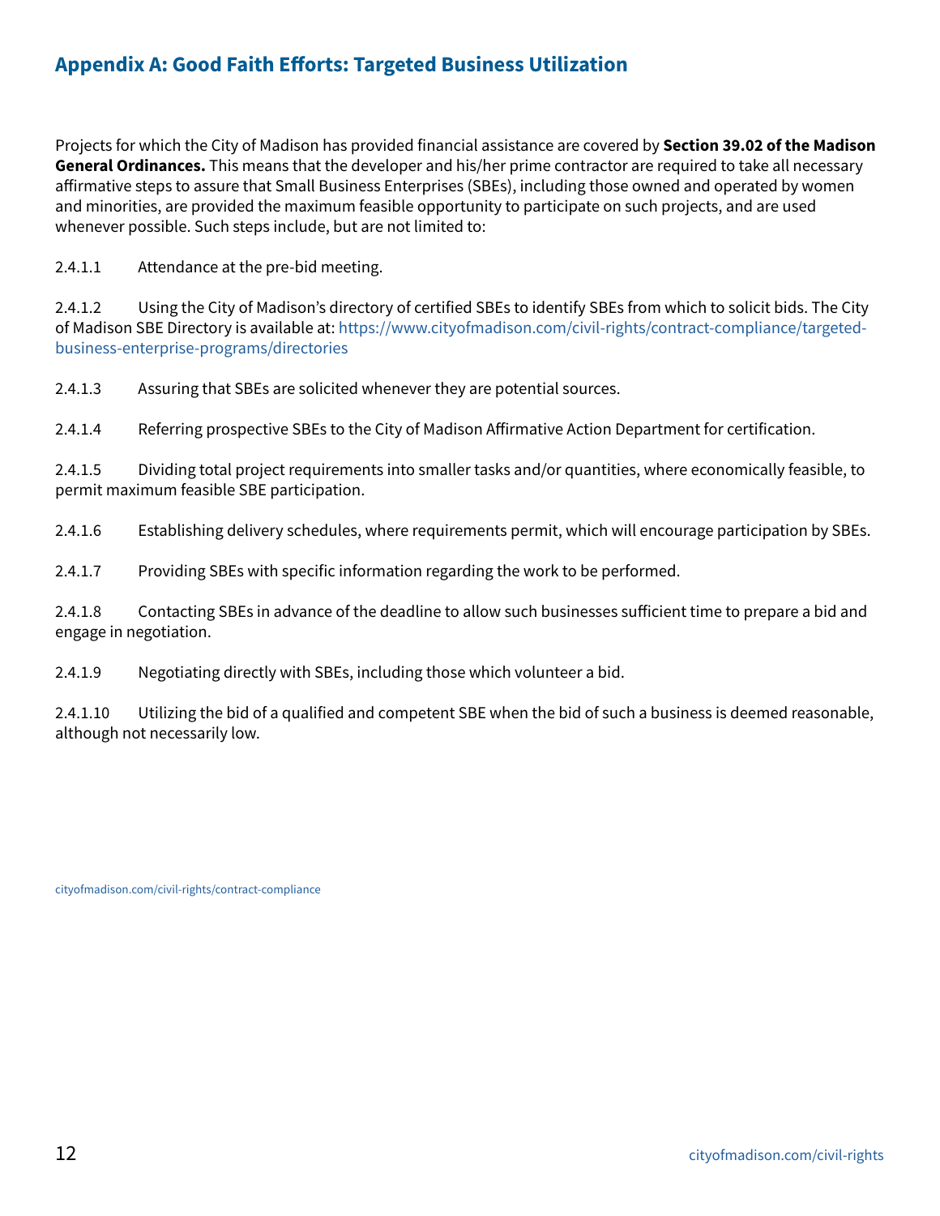## Appendix A: Good Faith Efforts: Targeted Business Utilization

Projects for which the City of Madison has provided financial assistance are covered by **Section 39.02 of the Madison General Ordinances.** This means that the developer and his/her prime contractor are required to take all necessary affirmative steps to assure that Small Business Enterprises (SBEs), including those owned and operated by women and minorities, are provided the maximum feasible opportunity to participate on such projects, and are used whenever possible. Such steps include, but are not limited to:

2.4.1.1 Attendance at the pre-bid meeting.

2.4.1.2 Using the City of Madison's directory of certified SBEs to identify SBEs from which to solicit bids. The City of Madison SBE Directory is available at: https://www.cityofmadison.com/civil-rights/contract-compliance/targeted-business-enterprise-programs/directories

2.4.1.3 Assuring that SBEs are solicited whenever they are potential sources.

2.4.1.4 Referring prospective SBEs to the City of Madison Affirmative Action Department for certification.

2.4.1.5 Dividing total project requirements into smaller tasks and/or quantities, where economically feasible, to permit maximum feasible SBE participation.

2.4.1.6 Establishing delivery schedules, where requirements permit, which will encourage participation by SBEs.

2.4.1.7 Providing SBEs with specific information regarding the work to be performed.

2.4.1.8 Contacting SBEs in advance of the deadline to allow such businesses sufficient time to prepare a bid and engage in negotiation.

2.4.1.9 Negotiating directly with SBEs, including those which volunteer a bid.

2.4.1.10 Utilizing the bid of a qualified and competent SBE when the bid of such a business is deemed reasonable, although not necessarily low.

cityofmadison.com/civil-rights/contract-compliance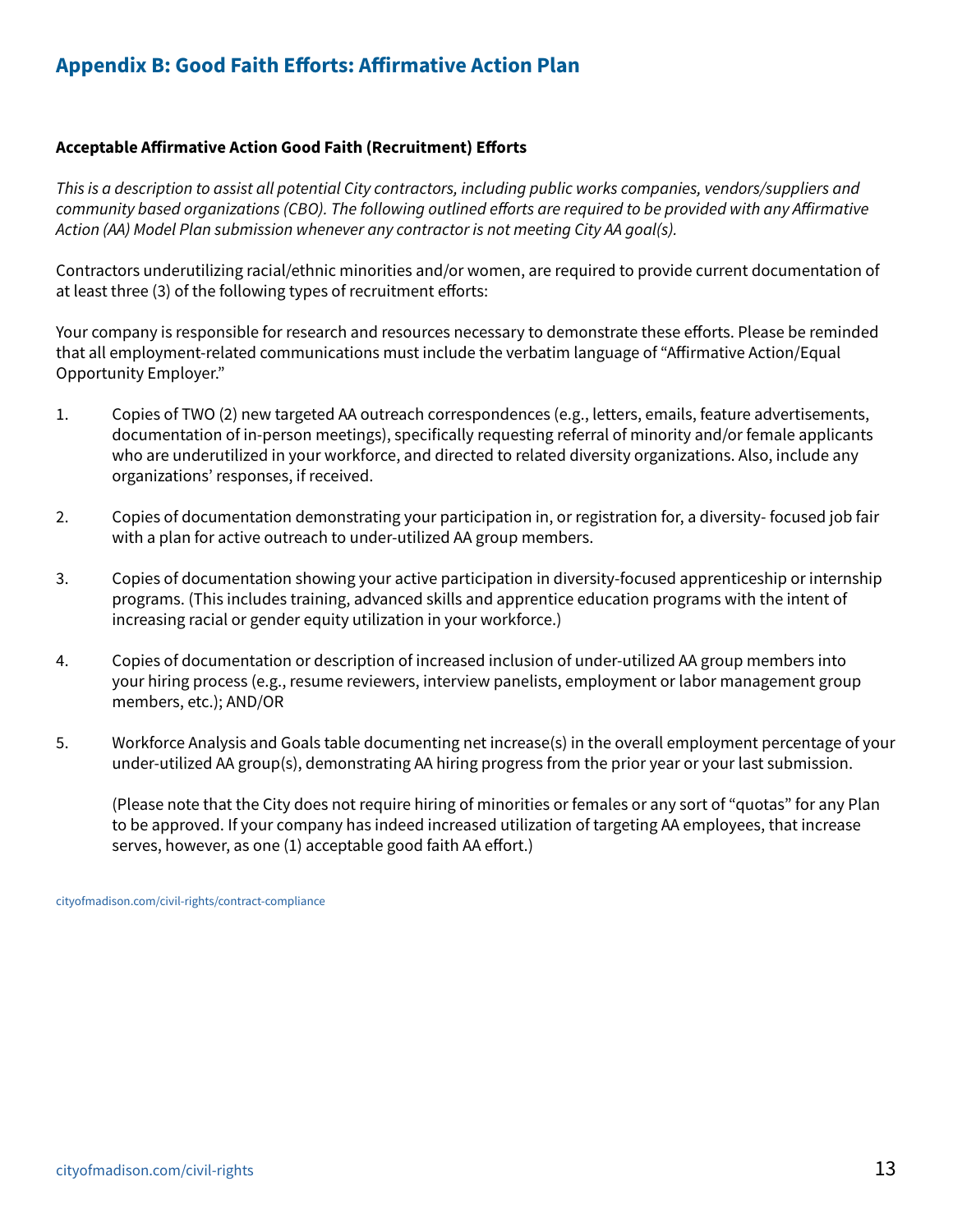## Appendix B: Good Faith Efforts: Affirmative Action Plan

**Acceptable Affirmative Action Good Faith (Recruitment) Efforts**

*This is a description to assist all potential City contractors, including public works companies, vendors/suppliers and community based organizations (CBO). The following outlined efforts are required to be provided with any Affirmative Action (AA) Model Plan submission whenever any contractor is not meeting City AA goal(s).*

Contractors underutilizing racial/ethnic minorities and/or women, are required to provide current documentation of at least three (3) of the following types of recruitment efforts:

Your company is responsible for research and resources necessary to demonstrate these efforts. Please be reminded that all employment-related communications must include the verbatim language of "Affirmative Action/Equal Opportunity Employer."

1. Copies of TWO (2) new targeted AA outreach correspondences (e.g., letters, emails, feature advertisements, documentation of in-person meetings), specifically requesting referral of minority and/or female applicants who are underutilized in your workforce, and directed to related diversity organizations. Also, include any organizations' responses, if received.

2. Copies of documentation demonstrating your participation in, or registration for, a diversity- focused job fair with a plan for active outreach to under-utilized AA group members.

3. Copies of documentation showing your active participation in diversity-focused apprenticeship or internship programs. (This includes training, advanced skills and apprentice education programs with the intent of increasing racial or gender equity utilization in your workforce.)

4. Copies of documentation or description of increased inclusion of under-utilized AA group members into your hiring process (e.g., resume reviewers, interview panelists, employment or labor management group members, etc.); AND/OR

5. Workforce Analysis and Goals table documenting net increase(s) in the overall employment percentage of your under-utilized AA group(s), demonstrating AA hiring progress from the prior year or your last submission.

   (Please note that the City does not require hiring of minorities or females or any sort of "quotas" for any Plan to be approved. If your company has indeed increased utilization of targeting AA employees, that increase serves, however, as one (1) acceptable good faith AA effort.)

cityofmadison.com/civil-rights/contract-compliance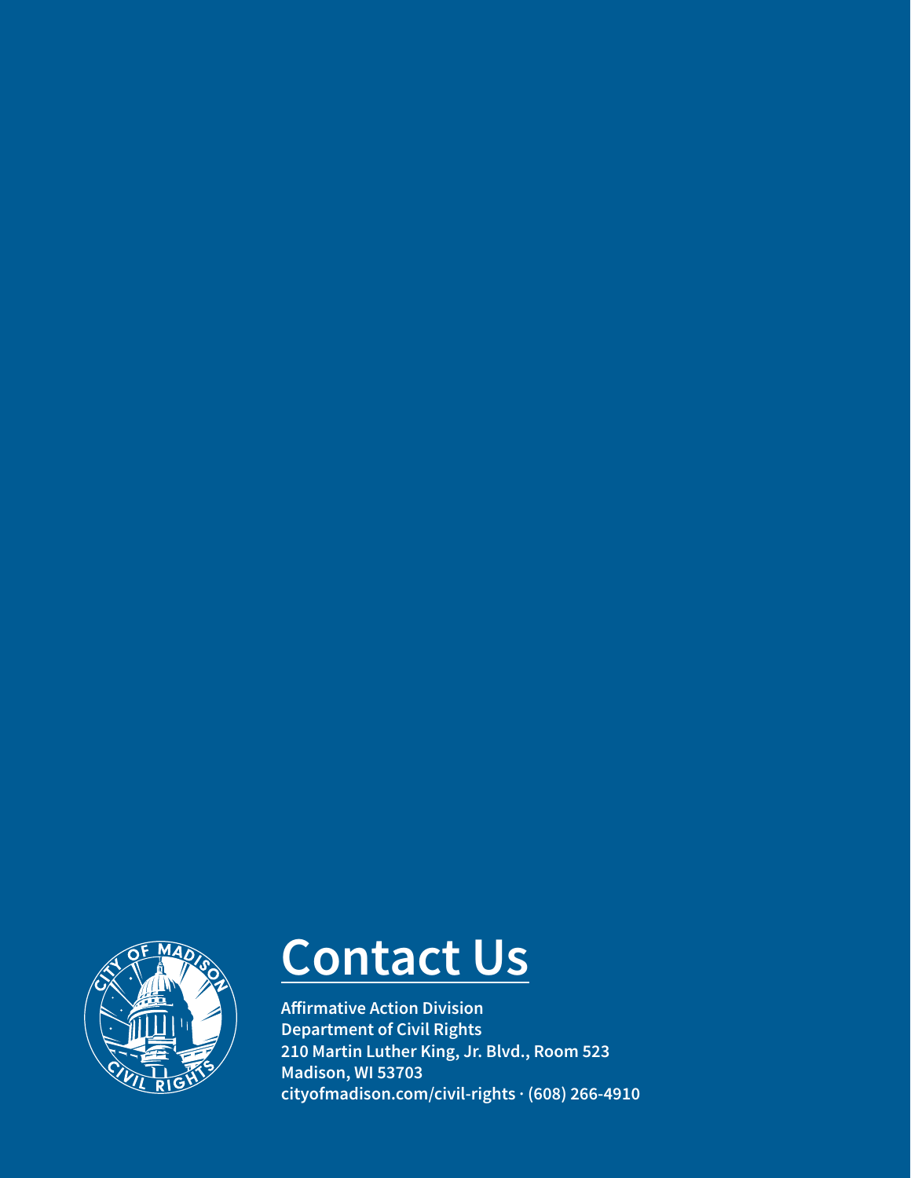# Contact Us

**Affirmative Action Division**
**Department of Civil Rights**
**210 Martin Luther King, Jr. Blvd., Room 523**
**Madison, WI 53703**
**cityofmadison.com/civil-rights · (608) 266-4910**